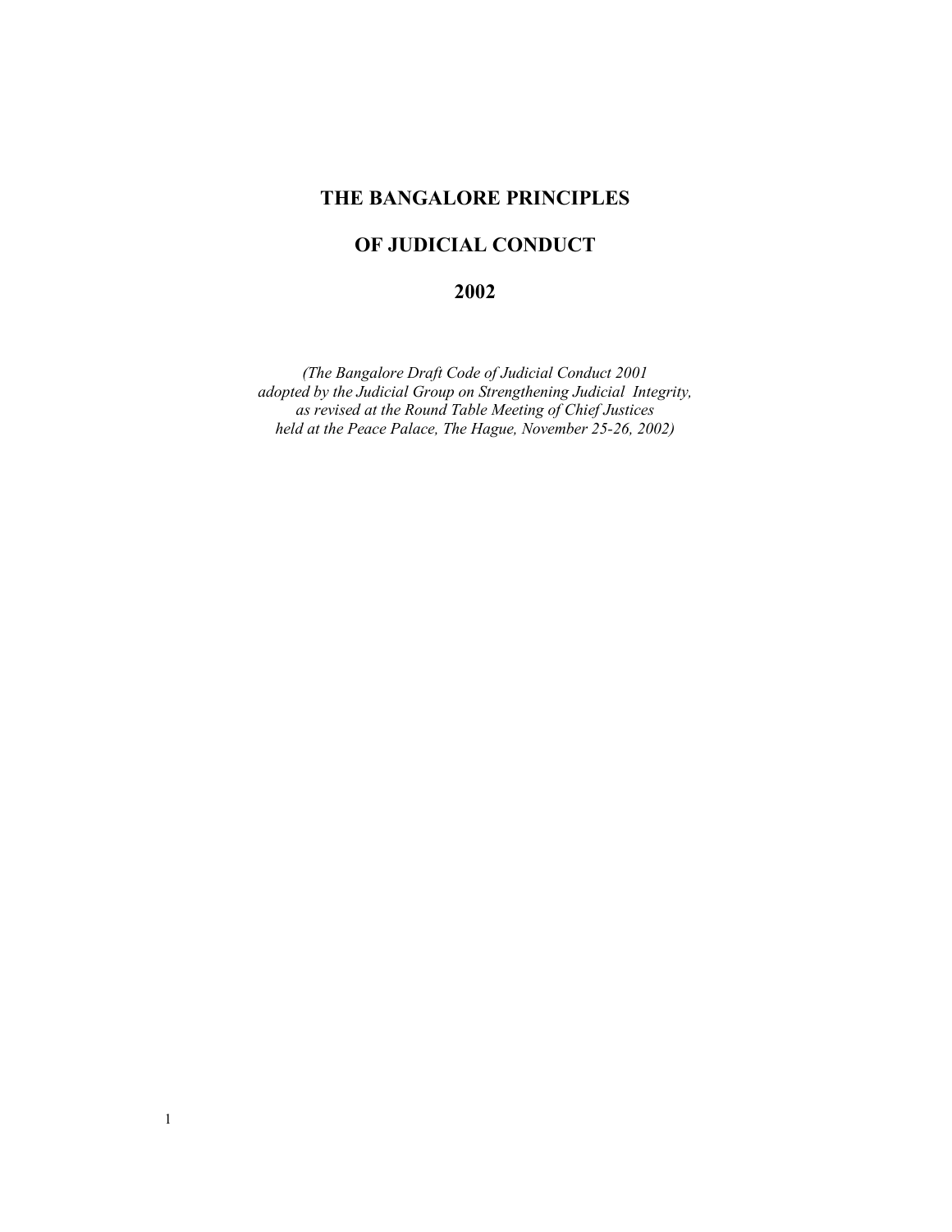# THE BANGALORE PRINCIPLES

# OF JUDICIAL CONDUCT

# 2002

*(The Bangalore Draft Code of Judicial Conduct 2001 adopted by the Judicial Group on Strengthening Judicial Integrity, as revised at the Round Table Meeting of Chief Justices held at the Peace Palace, The Hague, November 25-26, 2002)*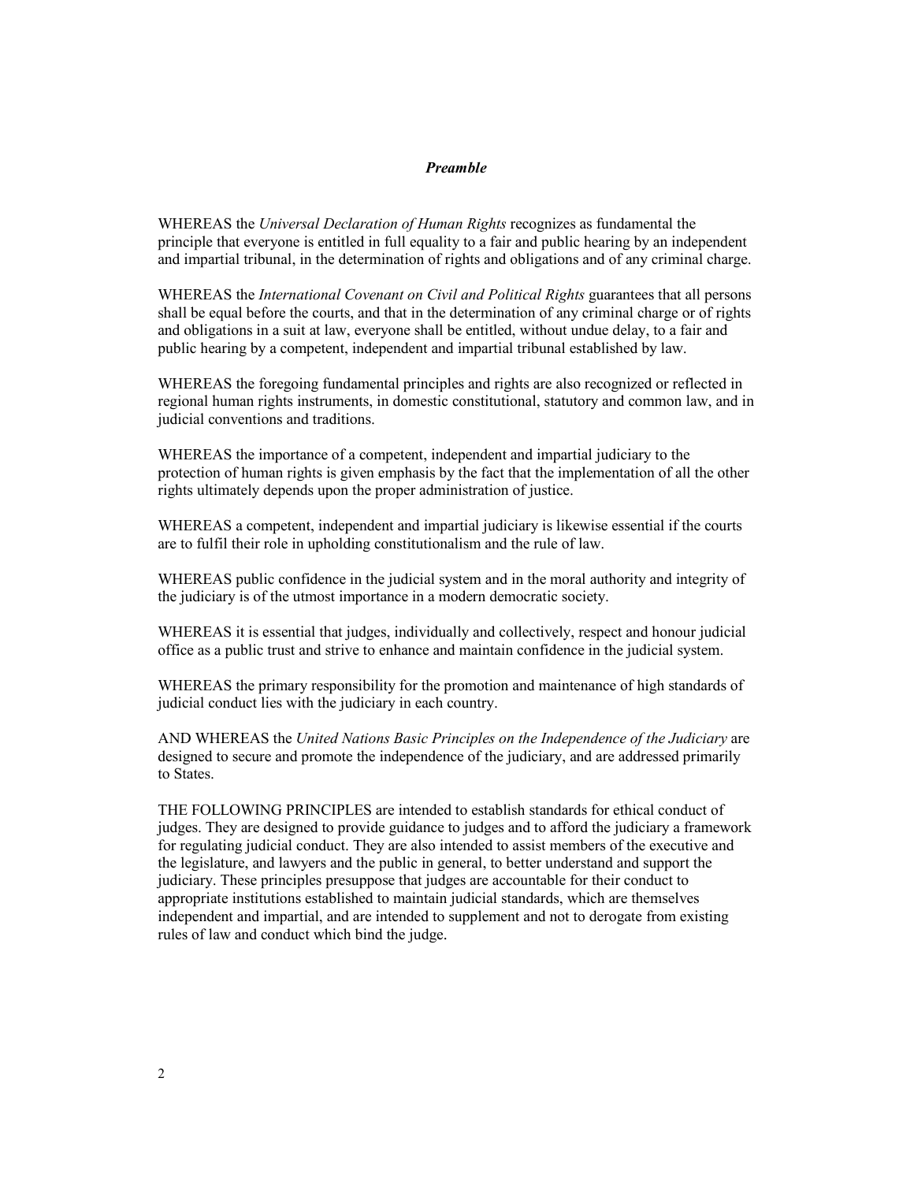## *Preamble*

WHEREAS the *Universal Declaration of Human Rights* recognizes as fundamental the principle that everyone is entitled in full equality to a fair and public hearing by an independent and impartial tribunal, in the determination of rights and obligations and of any criminal charge.

WHEREAS the *International Covenant on Civil and Political Rights* guarantees that all persons shall be equal before the courts, and that in the determination of any criminal charge or of rights and obligations in a suit at law, everyone shall be entitled, without undue delay, to a fair and public hearing by a competent, independent and impartial tribunal established by law.

WHEREAS the foregoing fundamental principles and rights are also recognized or reflected in regional human rights instruments, in domestic constitutional, statutory and common law, and in judicial conventions and traditions.

WHEREAS the importance of a competent, independent and impartial judiciary to the protection of human rights is given emphasis by the fact that the implementation of all the other rights ultimately depends upon the proper administration of justice.

WHEREAS a competent, independent and impartial judiciary is likewise essential if the courts are to fulfil their role in upholding constitutionalism and the rule of law.

WHEREAS public confidence in the judicial system and in the moral authority and integrity of the judiciary is of the utmost importance in a modern democratic society.

WHEREAS it is essential that judges, individually and collectively, respect and honour judicial office as a public trust and strive to enhance and maintain confidence in the judicial system.

WHEREAS the primary responsibility for the promotion and maintenance of high standards of judicial conduct lies with the judiciary in each country.

AND WHEREAS the *United Nations Basic Principles on the Independence of the Judiciary* are designed to secure and promote the independence of the judiciary, and are addressed primarily to States.

THE FOLLOWING PRINCIPLES are intended to establish standards for ethical conduct of judges. They are designed to provide guidance to judges and to afford the judiciary a framework for regulating judicial conduct. They are also intended to assist members of the executive and the legislature, and lawyers and the public in general, to better understand and support the judiciary. These principles presuppose that judges are accountable for their conduct to appropriate institutions established to maintain judicial standards, which are themselves independent and impartial, and are intended to supplement and not to derogate from existing rules of law and conduct which bind the judge.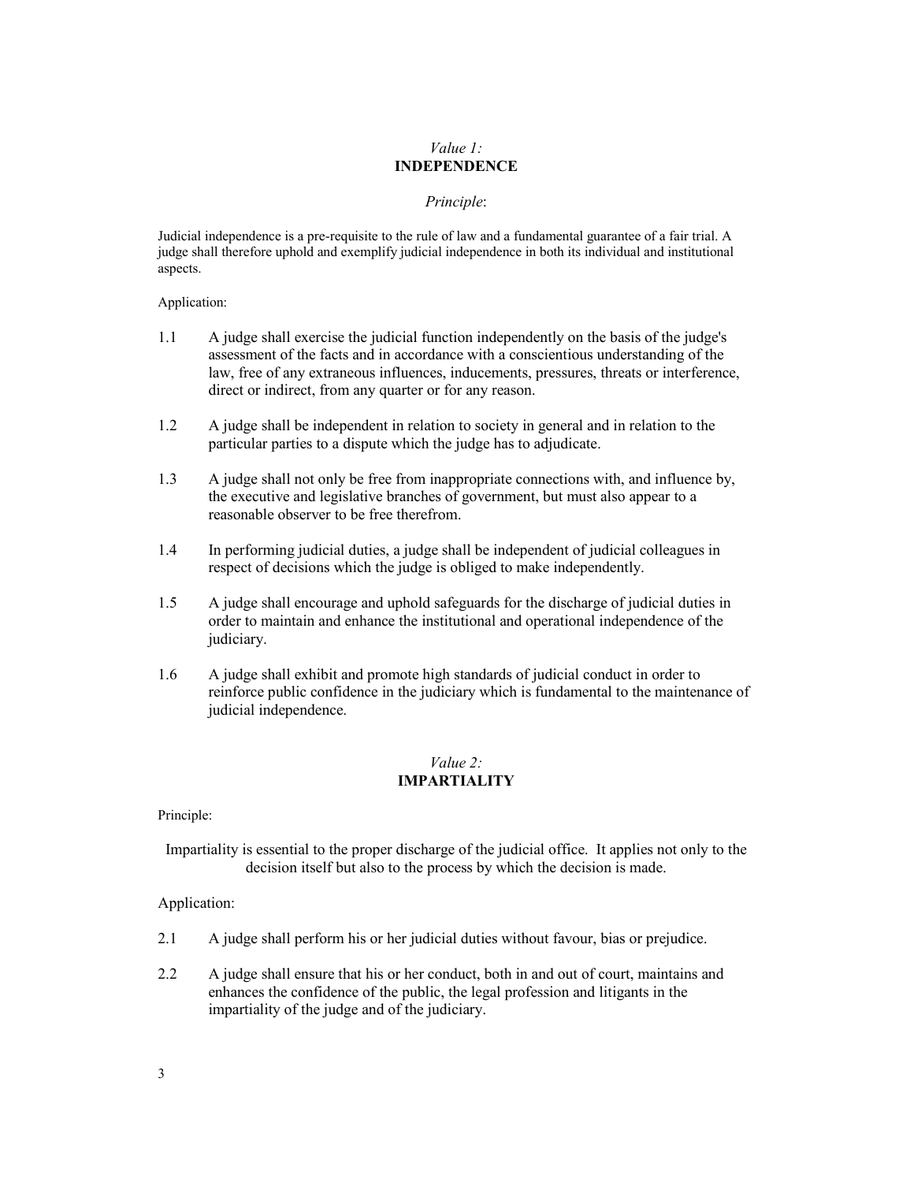## *Value 1:* **INDEPENDENCE**

*Principle*:

Judicial independence is a pre-requisite to the rule of law and a fundamental guarantee of a fair trial. A judge shall therefore uphold and exemplify judicial independence in both its individual and institutional aspects.

Application:

1.1 A judge shall exercise the judicial function independently on the basis of the judge's assessment of the facts and in accordance with a conscientious understanding of the law, free of any extraneous influences, inducements, pressures, threats or interference, direct or indirect, from any quarter or for any reason.

1.2 A judge shall be independent in relation to society in general and in relation to the particular parties to a dispute which the judge has to adjudicate.

1.3 A judge shall not only be free from inappropriate connections with, and influence by, the executive and legislative branches of government, but must also appear to a reasonable observer to be free therefrom.

1.4 In performing judicial duties, a judge shall be independent of judicial colleagues in respect of decisions which the judge is obliged to make independently.

1.5 A judge shall encourage and uphold safeguards for the discharge of judicial duties in order to maintain and enhance the institutional and operational independence of the judiciary.

1.6 A judge shall exhibit and promote high standards of judicial conduct in order to reinforce public confidence in the judiciary which is fundamental to the maintenance of judicial independence.

## *Value 2:* **IMPARTIALITY**

Principle:

Impartiality is essential to the proper discharge of the judicial office. It applies not only to the decision itself but also to the process by which the decision is made.

Application:

2.1 A judge shall perform his or her judicial duties without favour, bias or prejudice.

2.2 A judge shall ensure that his or her conduct, both in and out of court, maintains and enhances the confidence of the public, the legal profession and litigants in the impartiality of the judge and of the judiciary.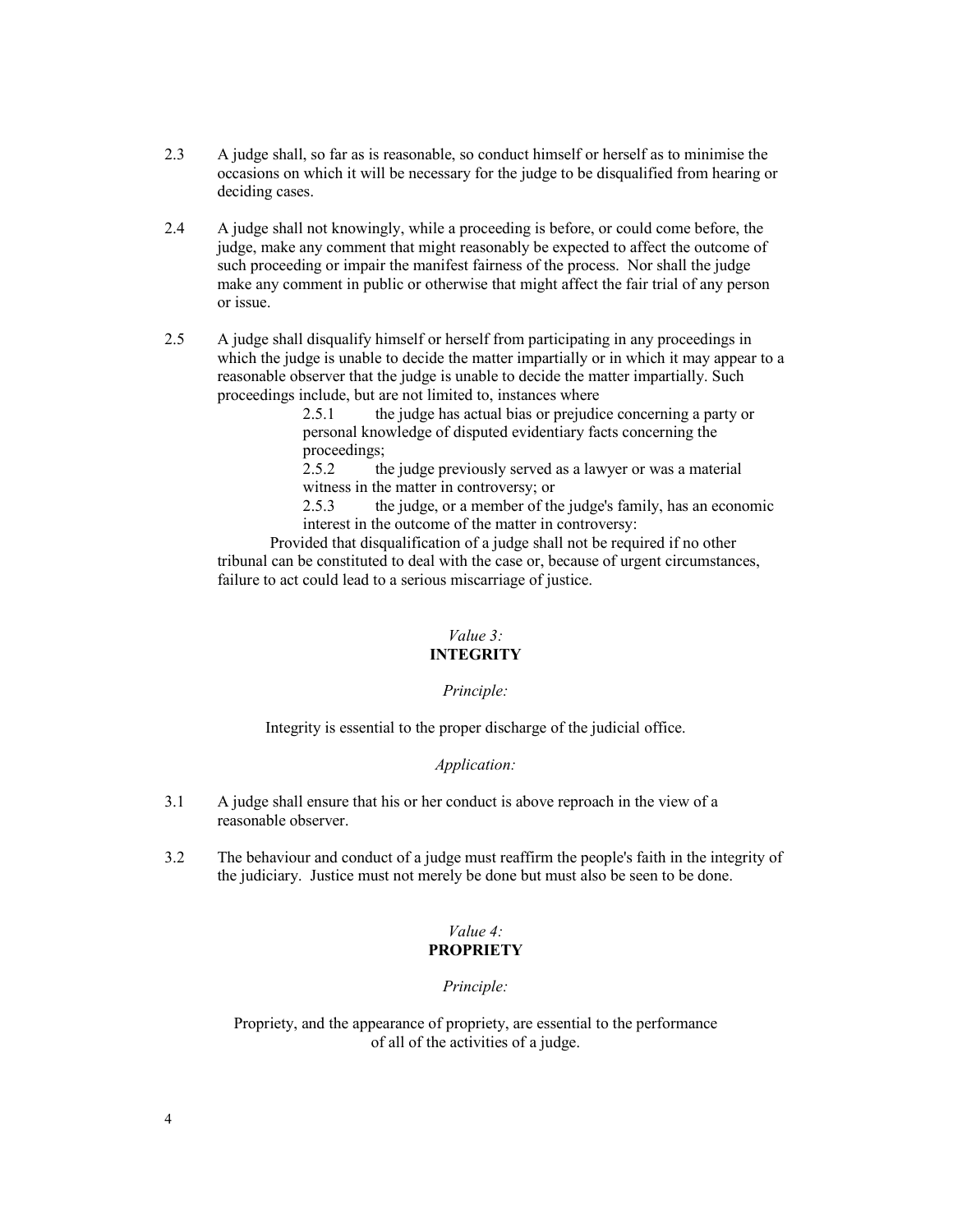2.3 A judge shall, so far as is reasonable, so conduct himself or herself as to minimise the occasions on which it will be necessary for the judge to be disqualified from hearing or deciding cases.

2.4 A judge shall not knowingly, while a proceeding is before, or could come before, the judge, make any comment that might reasonably be expected to affect the outcome of such proceeding or impair the manifest fairness of the process. Nor shall the judge make any comment in public or otherwise that might affect the fair trial of any person or issue.

2.5 A judge shall disqualify himself or herself from participating in any proceedings in which the judge is unable to decide the matter impartially or in which it may appear to a reasonable observer that the judge is unable to decide the matter impartially. Such proceedings include, but are not limited to, instances where

> 2.5.1 the judge has actual bias or prejudice concerning a party or personal knowledge of disputed evidentiary facts concerning the proceedings;
>
> 2.5.2 the judge previously served as a lawyer or was a material witness in the matter in controversy; or
>
> 2.5.3 the judge, or a member of the judge's family, has an economic interest in the outcome of the matter in controversy:

Provided that disqualification of a judge shall not be required if no other tribunal can be constituted to deal with the case or, because of urgent circumstances, failure to act could lead to a serious miscarriage of justice.

## *Value 3:* INTEGRITY

*Principle:*

Integrity is essential to the proper discharge of the judicial office.

*Application:*

3.1 A judge shall ensure that his or her conduct is above reproach in the view of a reasonable observer.

3.2 The behaviour and conduct of a judge must reaffirm the people's faith in the integrity of the judiciary. Justice must not merely be done but must also be seen to be done.

## *Value 4:* PROPRIETY

*Principle:*

Propriety, and the appearance of propriety, are essential to the performance of all of the activities of a judge.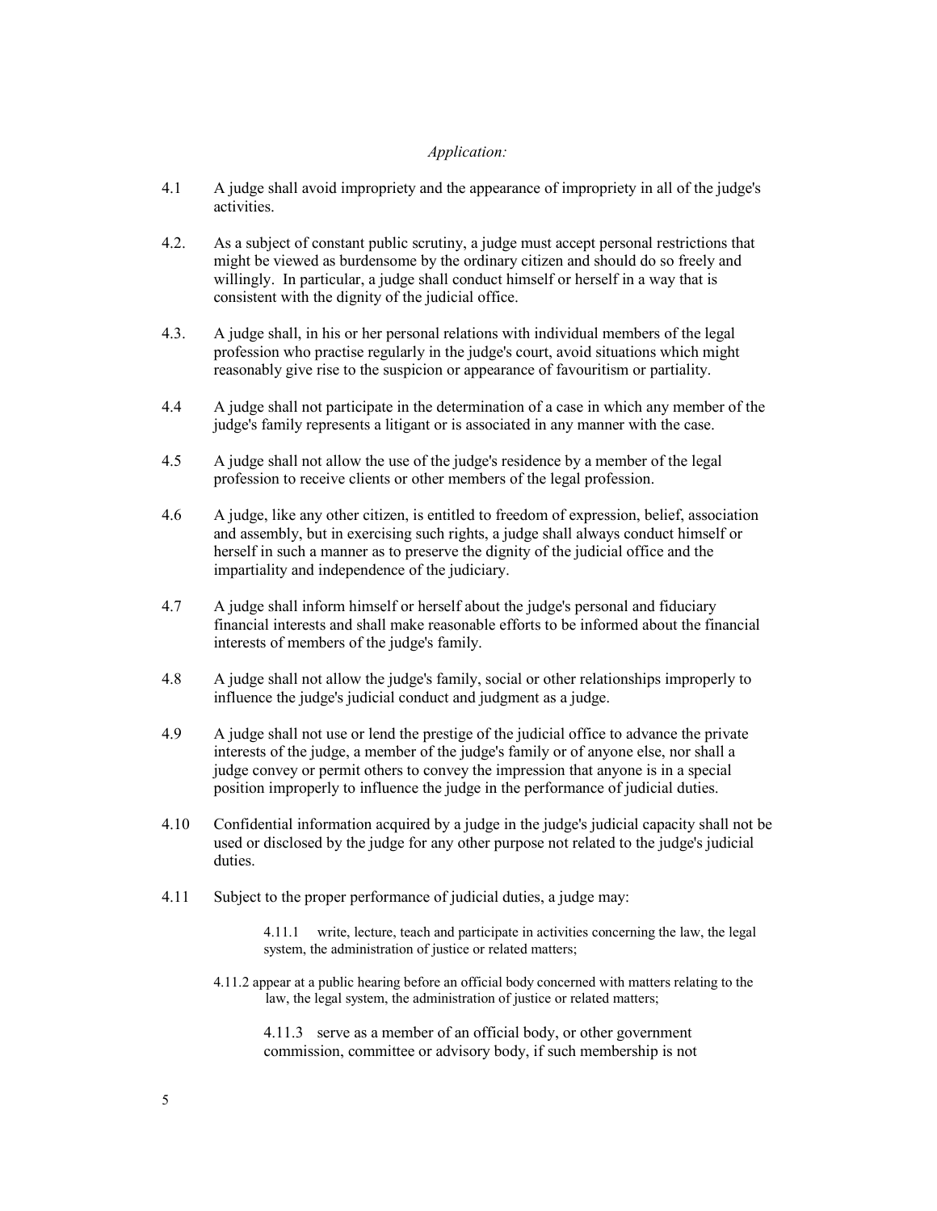*Application:*

4.1 A judge shall avoid impropriety and the appearance of impropriety in all of the judge's activities.

4.2. As a subject of constant public scrutiny, a judge must accept personal restrictions that might be viewed as burdensome by the ordinary citizen and should do so freely and willingly. In particular, a judge shall conduct himself or herself in a way that is consistent with the dignity of the judicial office.

4.3. A judge shall, in his or her personal relations with individual members of the legal profession who practise regularly in the judge's court, avoid situations which might reasonably give rise to the suspicion or appearance of favouritism or partiality.

4.4 A judge shall not participate in the determination of a case in which any member of the judge's family represents a litigant or is associated in any manner with the case.

4.5 A judge shall not allow the use of the judge's residence by a member of the legal profession to receive clients or other members of the legal profession.

4.6 A judge, like any other citizen, is entitled to freedom of expression, belief, association and assembly, but in exercising such rights, a judge shall always conduct himself or herself in such a manner as to preserve the dignity of the judicial office and the impartiality and independence of the judiciary.

4.7 A judge shall inform himself or herself about the judge's personal and fiduciary financial interests and shall make reasonable efforts to be informed about the financial interests of members of the judge's family.

4.8 A judge shall not allow the judge's family, social or other relationships improperly to influence the judge's judicial conduct and judgment as a judge.

4.9 A judge shall not use or lend the prestige of the judicial office to advance the private interests of the judge, a member of the judge's family or of anyone else, nor shall a judge convey or permit others to convey the impression that anyone is in a special position improperly to influence the judge in the performance of judicial duties.

4.10 Confidential information acquired by a judge in the judge's judicial capacity shall not be used or disclosed by the judge for any other purpose not related to the judge's judicial duties.

4.11 Subject to the proper performance of judicial duties, a judge may:

4.11.1 write, lecture, teach and participate in activities concerning the law, the legal system, the administration of justice or related matters;

4.11.2 appear at a public hearing before an official body concerned with matters relating to the law, the legal system, the administration of justice or related matters;

4.11.3 serve as a member of an official body, or other government commission, committee or advisory body, if such membership is not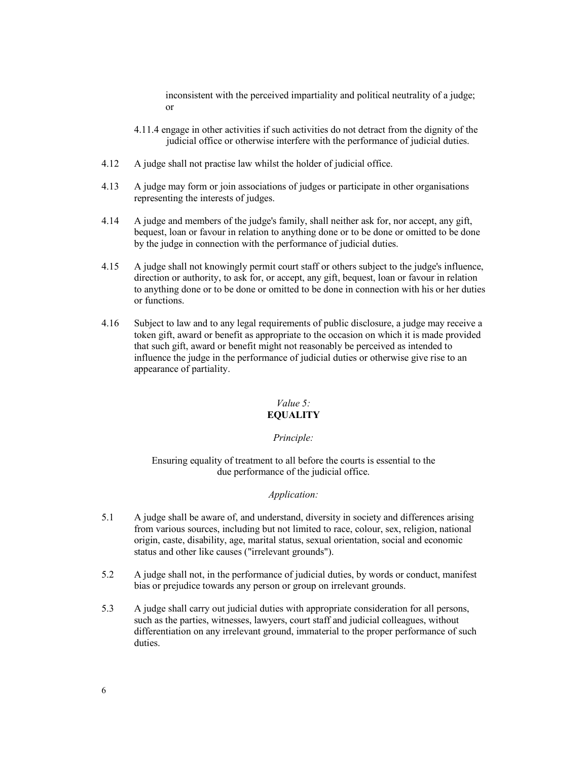inconsistent with the perceived impartiality and political neutrality of a judge; or

4.11.4 engage in other activities if such activities do not detract from the dignity of the judicial office or otherwise interfere with the performance of judicial duties.

4.12 A judge shall not practise law whilst the holder of judicial office.

4.13 A judge may form or join associations of judges or participate in other organisations representing the interests of judges.

4.14 A judge and members of the judge's family, shall neither ask for, nor accept, any gift, bequest, loan or favour in relation to anything done or to be done or omitted to be done by the judge in connection with the performance of judicial duties.

4.15 A judge shall not knowingly permit court staff or others subject to the judge's influence, direction or authority, to ask for, or accept, any gift, bequest, loan or favour in relation to anything done or to be done or omitted to be done in connection with his or her duties or functions.

4.16 Subject to law and to any legal requirements of public disclosure, a judge may receive a token gift, award or benefit as appropriate to the occasion on which it is made provided that such gift, award or benefit might not reasonably be perceived as intended to influence the judge in the performance of judicial duties or otherwise give rise to an appearance of partiality.

## *Value 5:* **EQUALITY**

*Principle:*

Ensuring equality of treatment to all before the courts is essential to the due performance of the judicial office.

*Application:*

5.1 A judge shall be aware of, and understand, diversity in society and differences arising from various sources, including but not limited to race, colour, sex, religion, national origin, caste, disability, age, marital status, sexual orientation, social and economic status and other like causes ("irrelevant grounds").

5.2 A judge shall not, in the performance of judicial duties, by words or conduct, manifest bias or prejudice towards any person or group on irrelevant grounds.

5.3 A judge shall carry out judicial duties with appropriate consideration for all persons, such as the parties, witnesses, lawyers, court staff and judicial colleagues, without differentiation on any irrelevant ground, immaterial to the proper performance of such duties.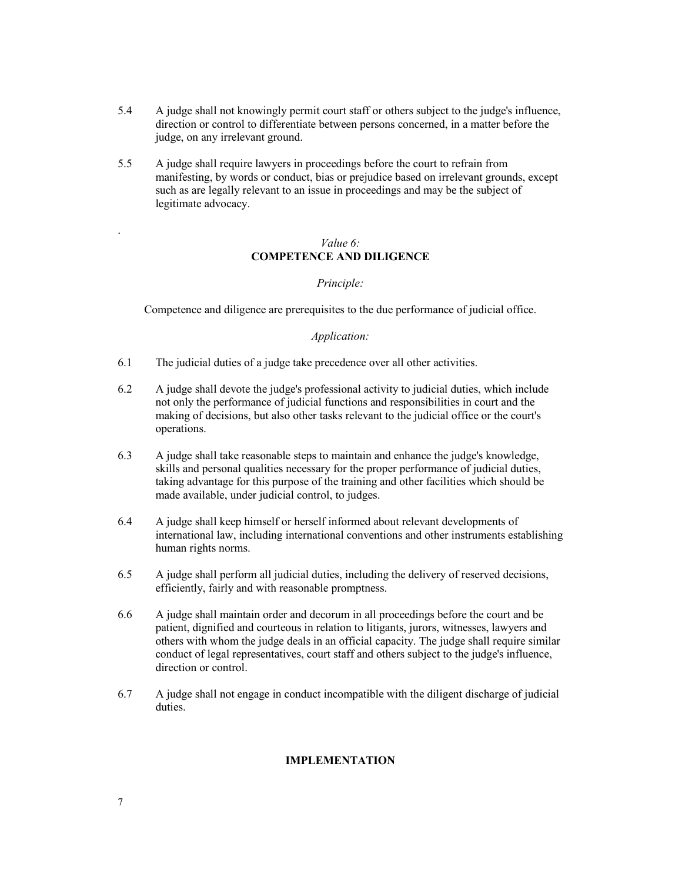5.4 A judge shall not knowingly permit court staff or others subject to the judge's influence, direction or control to differentiate between persons concerned, in a matter before the judge, on any irrelevant ground.

5.5 A judge shall require lawyers in proceedings before the court to refrain from manifesting, by words or conduct, bias or prejudice based on irrelevant grounds, except such as are legally relevant to an issue in proceedings and may be the subject of legitimate advocacy.

.

*Value 6:*

## COMPETENCE AND DILIGENCE

*Principle:*

Competence and diligence are prerequisites to the due performance of judicial office.

*Application:*

6.1 The judicial duties of a judge take precedence over all other activities.

6.2 A judge shall devote the judge's professional activity to judicial duties, which include not only the performance of judicial functions and responsibilities in court and the making of decisions, but also other tasks relevant to the judicial office or the court's operations.

6.3 A judge shall take reasonable steps to maintain and enhance the judge's knowledge, skills and personal qualities necessary for the proper performance of judicial duties, taking advantage for this purpose of the training and other facilities which should be made available, under judicial control, to judges.

6.4 A judge shall keep himself or herself informed about relevant developments of international law, including international conventions and other instruments establishing human rights norms.

6.5 A judge shall perform all judicial duties, including the delivery of reserved decisions, efficiently, fairly and with reasonable promptness.

6.6 A judge shall maintain order and decorum in all proceedings before the court and be patient, dignified and courteous in relation to litigants, jurors, witnesses, lawyers and others with whom the judge deals in an official capacity. The judge shall require similar conduct of legal representatives, court staff and others subject to the judge's influence, direction or control.

6.7 A judge shall not engage in conduct incompatible with the diligent discharge of judicial duties.

## IMPLEMENTATION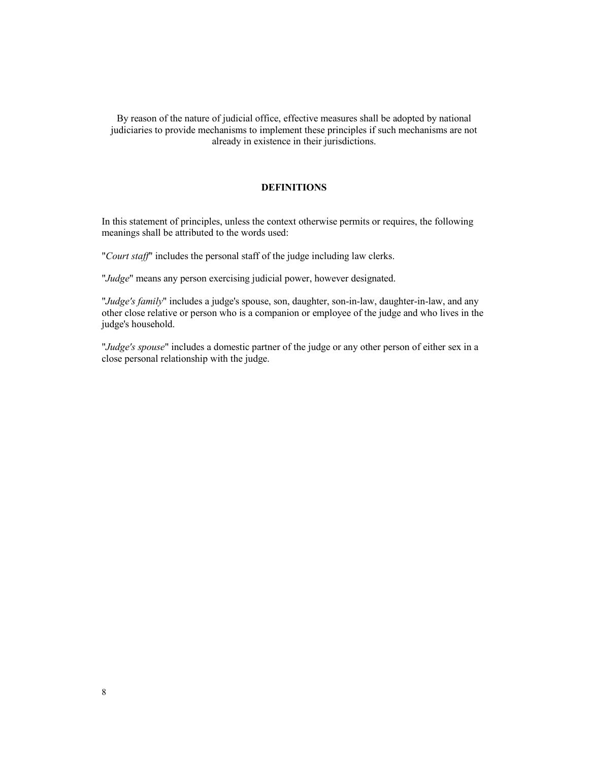By reason of the nature of judicial office, effective measures shall be adopted by national judiciaries to provide mechanisms to implement these principles if such mechanisms are not already in existence in their jurisdictions.

## DEFINITIONS

In this statement of principles, unless the context otherwise permits or requires, the following meanings shall be attributed to the words used:

"*Court staff*" includes the personal staff of the judge including law clerks.

"*Judge*" means any person exercising judicial power, however designated.

"*Judge's family*" includes a judge's spouse, son, daughter, son-in-law, daughter-in-law, and any other close relative or person who is a companion or employee of the judge and who lives in the judge's household.

"*Judge's spouse*" includes a domestic partner of the judge or any other person of either sex in a close personal relationship with the judge.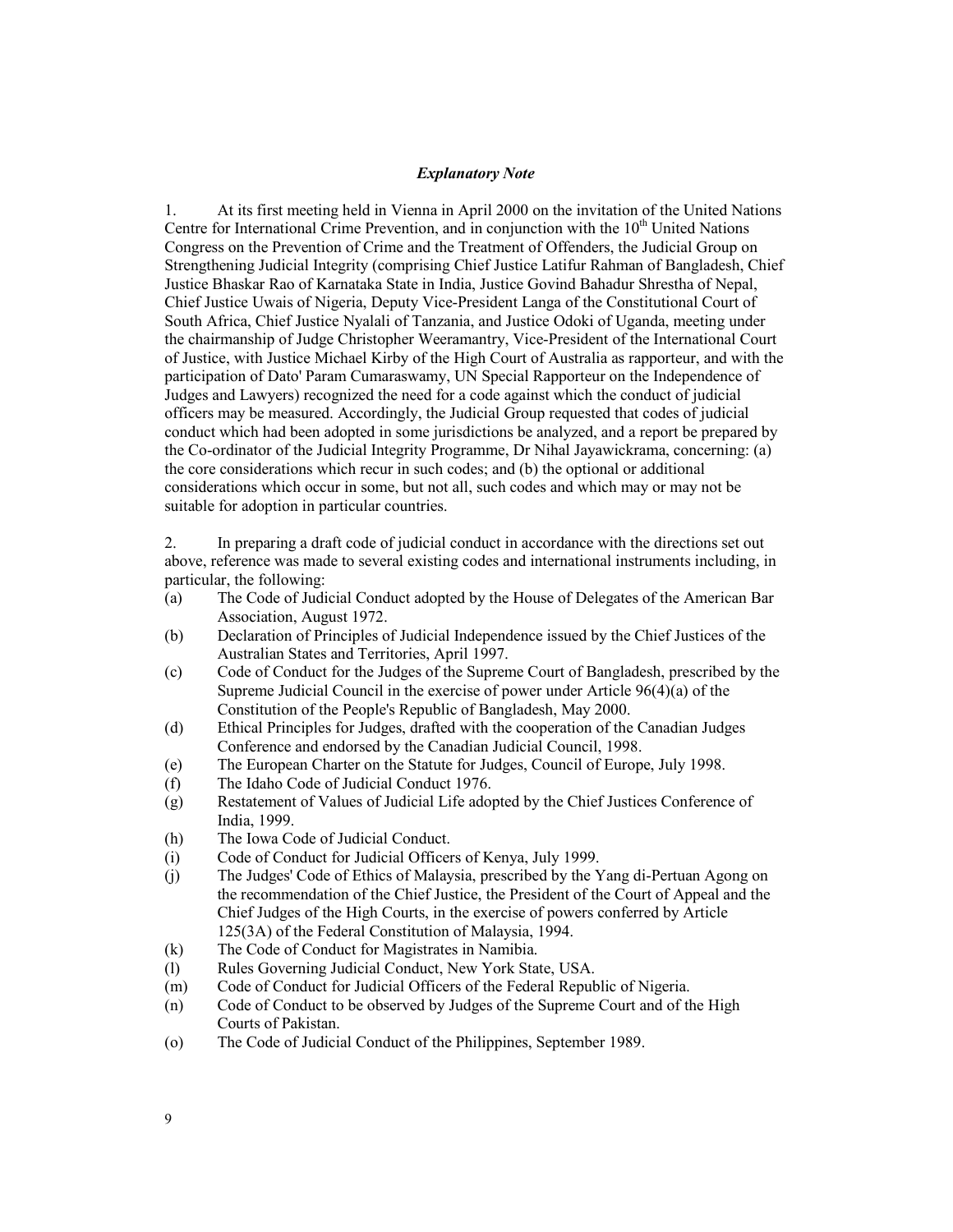### *Explanatory Note*

1. At its first meeting held in Vienna in April 2000 on the invitation of the United Nations Centre for International Crime Prevention, and in conjunction with the 10th United Nations Congress on the Prevention of Crime and the Treatment of Offenders, the Judicial Group on Strengthening Judicial Integrity (comprising Chief Justice Latifur Rahman of Bangladesh, Chief Justice Bhaskar Rao of Karnataka State in India, Justice Govind Bahadur Shrestha of Nepal, Chief Justice Uwais of Nigeria, Deputy Vice-President Langa of the Constitutional Court of South Africa, Chief Justice Nyalali of Tanzania, and Justice Odoki of Uganda, meeting under the chairmanship of Judge Christopher Weeramantry, Vice-President of the International Court of Justice, with Justice Michael Kirby of the High Court of Australia as rapporteur, and with the participation of Dato' Param Cumaraswamy, UN Special Rapporteur on the Independence of Judges and Lawyers) recognized the need for a code against which the conduct of judicial officers may be measured. Accordingly, the Judicial Group requested that codes of judicial conduct which had been adopted in some jurisdictions be analyzed, and a report be prepared by the Co-ordinator of the Judicial Integrity Programme, Dr Nihal Jayawickrama, concerning: (a) the core considerations which recur in such codes; and (b) the optional or additional considerations which occur in some, but not all, such codes and which may or may not be suitable for adoption in particular countries.

2. In preparing a draft code of judicial conduct in accordance with the directions set out above, reference was made to several existing codes and international instruments including, in particular, the following:

(a) The Code of Judicial Conduct adopted by the House of Delegates of the American Bar Association, August 1972.

(b) Declaration of Principles of Judicial Independence issued by the Chief Justices of the Australian States and Territories, April 1997.

(c) Code of Conduct for the Judges of the Supreme Court of Bangladesh, prescribed by the Supreme Judicial Council in the exercise of power under Article 96(4)(a) of the Constitution of the People's Republic of Bangladesh, May 2000.

(d) Ethical Principles for Judges, drafted with the cooperation of the Canadian Judges Conference and endorsed by the Canadian Judicial Council, 1998.

(e) The European Charter on the Statute for Judges, Council of Europe, July 1998.

(f) The Idaho Code of Judicial Conduct 1976.

(g) Restatement of Values of Judicial Life adopted by the Chief Justices Conference of India, 1999.

(h) The Iowa Code of Judicial Conduct.

(i) Code of Conduct for Judicial Officers of Kenya, July 1999.

(j) The Judges' Code of Ethics of Malaysia, prescribed by the Yang di-Pertuan Agong on the recommendation of the Chief Justice, the President of the Court of Appeal and the Chief Judges of the High Courts, in the exercise of powers conferred by Article 125(3A) of the Federal Constitution of Malaysia, 1994.

(k) The Code of Conduct for Magistrates in Namibia.

(l) Rules Governing Judicial Conduct, New York State, USA.

(m) Code of Conduct for Judicial Officers of the Federal Republic of Nigeria.

(n) Code of Conduct to be observed by Judges of the Supreme Court and of the High Courts of Pakistan.

(o) The Code of Judicial Conduct of the Philippines, September 1989.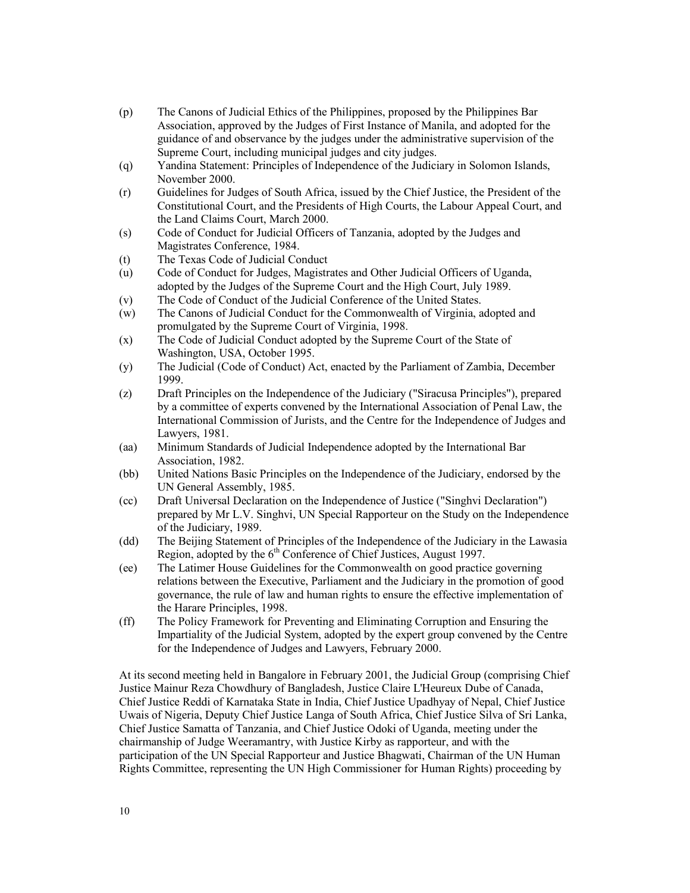(p) The Canons of Judicial Ethics of the Philippines, proposed by the Philippines Bar Association, approved by the Judges of First Instance of Manila, and adopted for the guidance of and observance by the judges under the administrative supervision of the Supreme Court, including municipal judges and city judges.

(q) Yandina Statement: Principles of Independence of the Judiciary in Solomon Islands, November 2000.

(r) Guidelines for Judges of South Africa, issued by the Chief Justice, the President of the Constitutional Court, and the Presidents of High Courts, the Labour Appeal Court, and the Land Claims Court, March 2000.

(s) Code of Conduct for Judicial Officers of Tanzania, adopted by the Judges and Magistrates Conference, 1984.

(t) The Texas Code of Judicial Conduct

(u) Code of Conduct for Judges, Magistrates and Other Judicial Officers of Uganda, adopted by the Judges of the Supreme Court and the High Court, July 1989.

(v) The Code of Conduct of the Judicial Conference of the United States.

(w) The Canons of Judicial Conduct for the Commonwealth of Virginia, adopted and promulgated by the Supreme Court of Virginia, 1998.

(x) The Code of Judicial Conduct adopted by the Supreme Court of the State of Washington, USA, October 1995.

(y) The Judicial (Code of Conduct) Act, enacted by the Parliament of Zambia, December 1999.

(z) Draft Principles on the Independence of the Judiciary ("Siracusa Principles"), prepared by a committee of experts convened by the International Association of Penal Law, the International Commission of Jurists, and the Centre for the Independence of Judges and Lawyers, 1981.

(aa) Minimum Standards of Judicial Independence adopted by the International Bar Association, 1982.

(bb) United Nations Basic Principles on the Independence of the Judiciary, endorsed by the UN General Assembly, 1985.

(cc) Draft Universal Declaration on the Independence of Justice ("Singhvi Declaration") prepared by Mr L.V. Singhvi, UN Special Rapporteur on the Study on the Independence of the Judiciary, 1989.

(dd) The Beijing Statement of Principles of the Independence of the Judiciary in the Lawasia Region, adopted by the 6th Conference of Chief Justices, August 1997.

(ee) The Latimer House Guidelines for the Commonwealth on good practice governing relations between the Executive, Parliament and the Judiciary in the promotion of good governance, the rule of law and human rights to ensure the effective implementation of the Harare Principles, 1998.

(ff) The Policy Framework for Preventing and Eliminating Corruption and Ensuring the Impartiality of the Judicial System, adopted by the expert group convened by the Centre for the Independence of Judges and Lawyers, February 2000.

At its second meeting held in Bangalore in February 2001, the Judicial Group (comprising Chief Justice Mainur Reza Chowdhury of Bangladesh, Justice Claire L'Heureux Dube of Canada, Chief Justice Reddi of Karnataka State in India, Chief Justice Upadhyay of Nepal, Chief Justice Uwais of Nigeria, Deputy Chief Justice Langa of South Africa, Chief Justice Silva of Sri Lanka, Chief Justice Samatta of Tanzania, and Chief Justice Odoki of Uganda, meeting under the chairmanship of Judge Weeramantry, with Justice Kirby as rapporteur, and with the participation of the UN Special Rapporteur and Justice Bhagwati, Chairman of the UN Human Rights Committee, representing the UN High Commissioner for Human Rights) proceeding by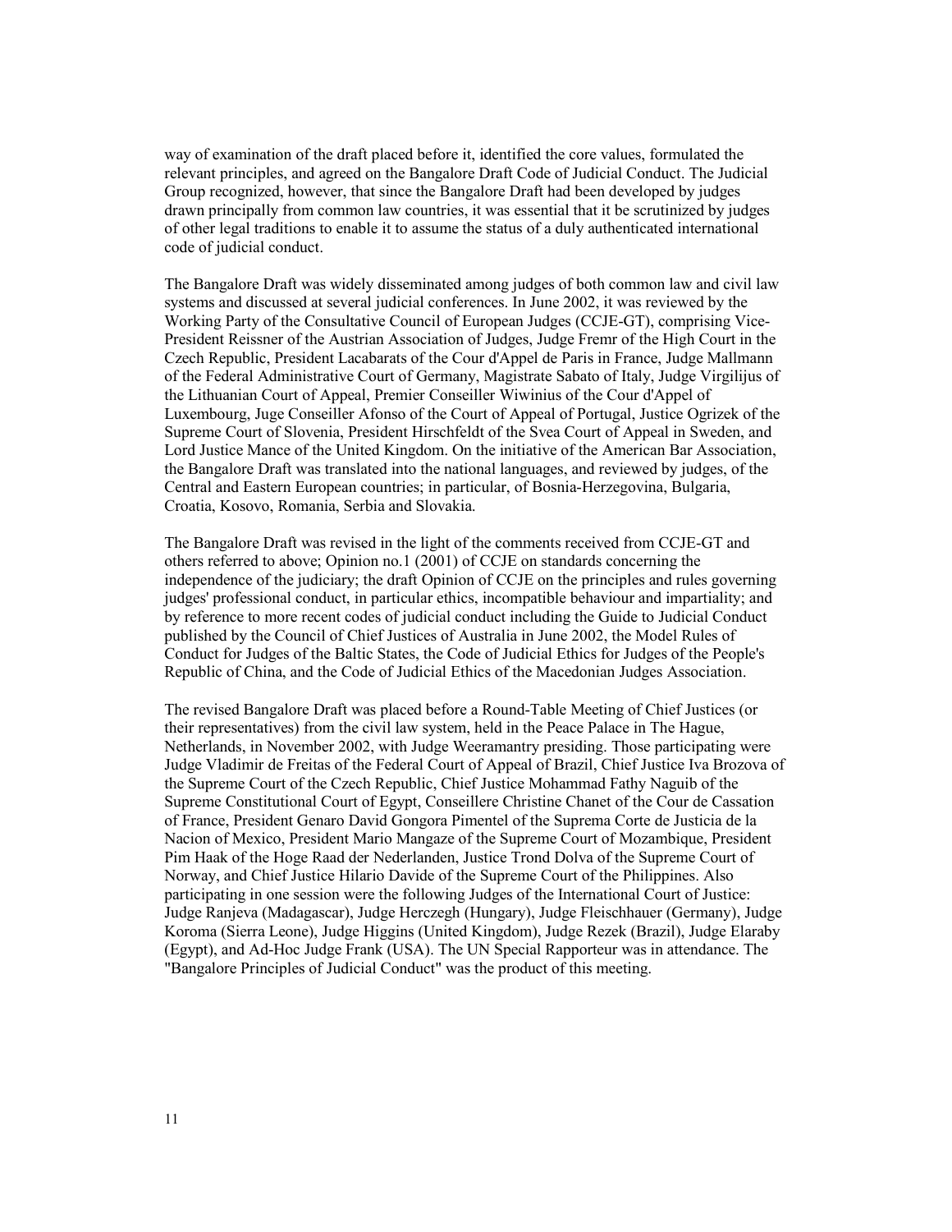way of examination of the draft placed before it, identified the core values, formulated the relevant principles, and agreed on the Bangalore Draft Code of Judicial Conduct. The Judicial Group recognized, however, that since the Bangalore Draft had been developed by judges drawn principally from common law countries, it was essential that it be scrutinized by judges of other legal traditions to enable it to assume the status of a duly authenticated international code of judicial conduct.

The Bangalore Draft was widely disseminated among judges of both common law and civil law systems and discussed at several judicial conferences. In June 2002, it was reviewed by the Working Party of the Consultative Council of European Judges (CCJE-GT), comprising Vice-President Reissner of the Austrian Association of Judges, Judge Fremr of the High Court in the Czech Republic, President Lacabarats of the Cour d'Appel de Paris in France, Judge Mallmann of the Federal Administrative Court of Germany, Magistrate Sabato of Italy, Judge Virgilijus of the Lithuanian Court of Appeal, Premier Conseiller Wiwinius of the Cour d'Appel of Luxembourg, Juge Conseiller Afonso of the Court of Appeal of Portugal, Justice Ogrizek of the Supreme Court of Slovenia, President Hirschfeldt of the Svea Court of Appeal in Sweden, and Lord Justice Mance of the United Kingdom. On the initiative of the American Bar Association, the Bangalore Draft was translated into the national languages, and reviewed by judges, of the Central and Eastern European countries; in particular, of Bosnia-Herzegovina, Bulgaria, Croatia, Kosovo, Romania, Serbia and Slovakia.

The Bangalore Draft was revised in the light of the comments received from CCJE-GT and others referred to above; Opinion no.1 (2001) of CCJE on standards concerning the independence of the judiciary; the draft Opinion of CCJE on the principles and rules governing judges' professional conduct, in particular ethics, incompatible behaviour and impartiality; and by reference to more recent codes of judicial conduct including the Guide to Judicial Conduct published by the Council of Chief Justices of Australia in June 2002, the Model Rules of Conduct for Judges of the Baltic States, the Code of Judicial Ethics for Judges of the People's Republic of China, and the Code of Judicial Ethics of the Macedonian Judges Association.

The revised Bangalore Draft was placed before a Round-Table Meeting of Chief Justices (or their representatives) from the civil law system, held in the Peace Palace in The Hague, Netherlands, in November 2002, with Judge Weeramantry presiding. Those participating were Judge Vladimir de Freitas of the Federal Court of Appeal of Brazil, Chief Justice Iva Brozova of the Supreme Court of the Czech Republic, Chief Justice Mohammad Fathy Naguib of the Supreme Constitutional Court of Egypt, Conseillere Christine Chanet of the Cour de Cassation of France, President Genaro David Gongora Pimentel of the Suprema Corte de Justicia de la Nacion of Mexico, President Mario Mangaze of the Supreme Court of Mozambique, President Pim Haak of the Hoge Raad der Nederlanden, Justice Trond Dolva of the Supreme Court of Norway, and Chief Justice Hilario Davide of the Supreme Court of the Philippines. Also participating in one session were the following Judges of the International Court of Justice: Judge Ranjeva (Madagascar), Judge Herczegh (Hungary), Judge Fleischhauer (Germany), Judge Koroma (Sierra Leone), Judge Higgins (United Kingdom), Judge Rezek (Brazil), Judge Elaraby (Egypt), and Ad-Hoc Judge Frank (USA). The UN Special Rapporteur was in attendance. The "Bangalore Principles of Judicial Conduct" was the product of this meeting.